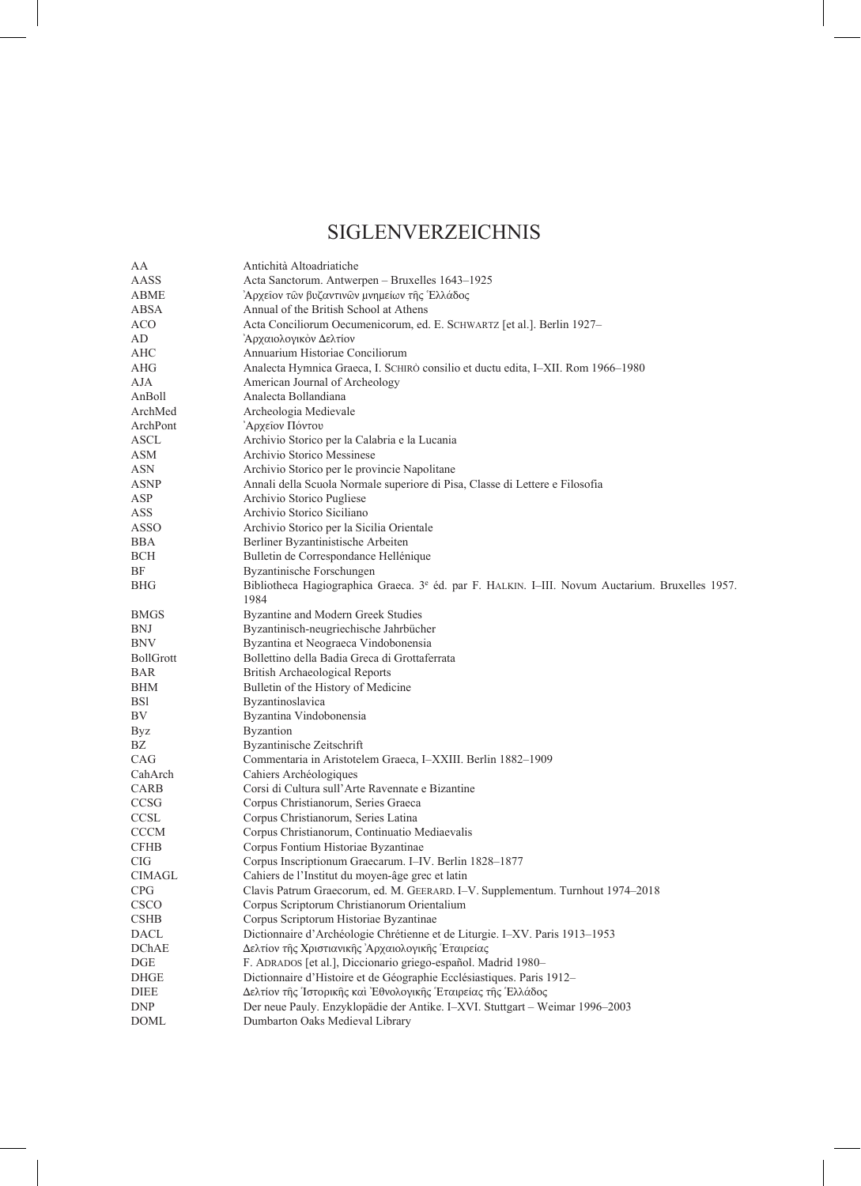# SIGLENVERZEICHNIS

| | |
|---|---|
| AA | Antichità Altoadriatiche |
| AASS | Acta Sanctorum. Antwerpen – Bruxelles 1643–1925 |
| ABME | Ἀρχεῖον τῶν βυζαντινῶν μνημείων τῆς Ἑλλάδος |
| ABSA | Annual of the British School at Athens |
| ACO | Acta Conciliorum Oecumenicorum, ed. E. SCHWARTZ [et al.]. Berlin 1927– |
| AD | Ἀρχαιολογικὸν Δελτίον |
| AHC | Annuarium Historiae Conciliorum |
| AHG | Analecta Hymnica Graeca, I. SCHIRÒ consilio et ductu edita, I–XII. Rom 1966–1980 |
| AJA | American Journal of Archeology |
| AnBoll | Analecta Bollandiana |
| ArchMed | Archeologia Medievale |
| ArchPont | Ἀρχεῖον Πόντου |
| ASCL | Archivio Storico per la Calabria e la Lucania |
| ASM | Archivio Storico Messinese |
| ASN | Archivio Storico per le provincie Napolitane |
| ASNP | Annali della Scuola Normale superiore di Pisa, Classe di Lettere e Filosofia |
| ASP | Archivio Storico Pugliese |
| ASS | Archivio Storico Siciliano |
| ASSO | Archivio Storico per la Sicilia Orientale |
| BBA | Berliner Byzantinistische Arbeiten |
| BCH | Bulletin de Correspondance Hellénique |
| BF | Byzantinische Forschungen |
| BHG | Bibliotheca Hagiographica Graeca. 3e éd. par F. HALKIN. I–III. Novum Auctarium. Bruxelles 1957. 1984 |
| BMGS | Byzantine and Modern Greek Studies |
| BNJ | Byzantinisch-neugriechische Jahrbücher |
| BNV | Byzantina et Neograeca Vindobonensia |
| BollGrott | Bollettino della Badia Greca di Grottaferrata |
| BAR | British Archaeological Reports |
| BHM | Bulletin of the History of Medicine |
| BSl | Byzantinoslavica |
| BV | Byzantina Vindobonensia |
| Byz | Byzantion |
| BZ | Byzantinische Zeitschrift |
| CAG | Commentaria in Aristotelem Graeca, I–XXIII. Berlin 1882–1909 |
| CahArch | Cahiers Archéologiques |
| CARB | Corsi di Cultura sull'Arte Ravennate e Bizantine |
| CCSG | Corpus Christianorum, Series Graeca |
| CCSL | Corpus Christianorum, Series Latina |
| CCCM | Corpus Christianorum, Continuatio Mediaevalis |
| CFHB | Corpus Fontium Historiae Byzantinae |
| CIG | Corpus Inscriptionum Graecarum. I–IV. Berlin 1828–1877 |
| CIMAGL | Cahiers de l'Institut du moyen-âge grec et latin |
| CPG | Clavis Patrum Graecorum, ed. M. GEERARD. I–V. Supplementum. Turnhout 1974–2018 |
| CSCO | Corpus Scriptorum Christianorum Orientalium |
| CSHB | Corpus Scriptorum Historiae Byzantinae |
| DACL | Dictionnaire d'Archéologie Chrétienne et de Liturgie. I–XV. Paris 1913–1953 |
| DChAE | Δελτίον τῆς Χριστιανικῆς Ἀρχαιολογικῆς Ἑταιρείας |
| DGE | F. ADRADOS [et al.], Diccionario griego-español. Madrid 1980– |
| DHGE | Dictionnaire d'Histoire et de Géographie Ecclésiastiques. Paris 1912– |
| DIEE | Δελτίον τῆς Ἱστορικῆς καὶ Ἐθνολογικῆς Ἑταιρείας τῆς Ἑλλάδος |
| DNP | Der neue Pauly. Enzyklopädie der Antike. I–XVI. Stuttgart – Weimar 1996–2003 |
| DOML | Dumbarton Oaks Medieval Library |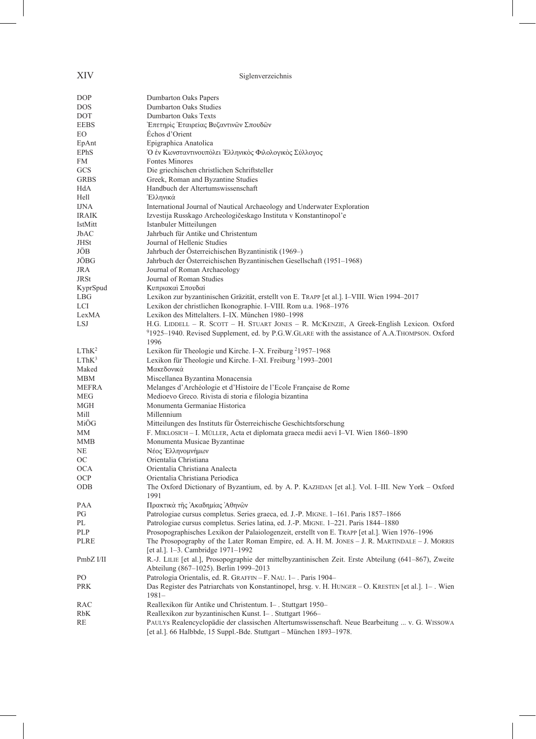| | |
|---|---|
| DOP | Dumbarton Oaks Papers |
| DOS | Dumbarton Oaks Studies |
| DOT | Dumbarton Oaks Texts |
| EEBS | Ἐπετηρὶς Ἑταιρείας Βυζαντινῶν Σπουδῶν |
| EO | Échos d'Orient |
| EpAnt | Epigraphica Anatolica |
| EPhS | Ὁ ἐν Κωνσταντινουπόλει Ἑλληνικὸς Φιλολογικὸς Σύλλογος |
| FM | Fontes Minores |
| GCS | Die griechischen christlichen Schriftsteller |
| GRBS | Greek, Roman and Byzantine Studies |
| HdA | Handbuch der Altertumswissenschaft |
| Hell | Ἑλληνικά |
| IJNA | International Journal of Nautical Archaeology and Underwater Exploration |
| IRAIK | Izvestija Russkago Archeologičeskago Instituta v Konstantinopol'e |
| IstMitt | Istanbuler Mitteilungen |
| JbAC | Jahrbuch für Antike und Christentum |
| JHSt | Journal of Hellenic Studies |
| JÖB | Jahrbuch der Österreichischen Byzantinistik (1969–) |
| JÖBG | Jahrbuch der Österreichischen Byzantinischen Gesellschaft (1951–1968) |
| JRA | Journal of Roman Archaeology |
| JRSt | Journal of Roman Studies |
| KyprSpud | Κυπριακαὶ Σπουδαί |
| LBG | Lexikon zur byzantinischen Gräzität, erstellt von E. Trapp [et al.]. I–VIII. Wien 1994–2017 |
| LCI | Lexikon der christlichen Ikonographie. I–VIII. Rom u.a. 1968–1976 |
| LexMA | Lexikon des Mittelalters. I–IX. München 1980–1998 |
| LSJ | H.G. Liddell – R. Scott – H. Stuart Jones – R. McKenzie, A Greek-English Lexicon. Oxford [9]1925–1940. Revised Supplement, ed. by P.G.W.Glare with the assistance of A.A.Thompson. Oxford 1996 |
| LThK[2] | Lexikon für Theologie und Kirche. I–X. Freiburg [2]1957–1968 |
| LThK[3] | Lexikon für Theologie und Kirche. I–XI. Freiburg [3]1993–2001 |
| Maked | Μακεδονικά |
| MBM | Miscellanea Byzantina Monacensia |
| MEFRA | Melanges d'Archéologie et d'Histoire de l'Ecole Française de Rome |
| MEG | Medioevo Greco. Rivista di storia e filologia bizantina |
| MGH | Monumenta Germaniae Historica |
| Mill | Millennium |
| MiÖG | Mitteilungen des Instituts für Österreichische Geschichtsforschung |
| MM | F. Miklosich – I. Müller, Acta et diplomata graeca medii aevi I–VI. Wien 1860–1890 |
| MMB | Monumenta Musicae Byzantinae |
| NE | Νέος Ἑλληνομνήμων |
| OC | Orientalia Christiana |
| OCA | Orientalia Christiana Analecta |
| OCP | Orientalia Christiana Periodica |
| ODB | The Oxford Dictionary of Byzantium, ed. by A. P. Kazhdan [et al.]. Vol. I–III. New York – Oxford 1991 |
| PAA | Πρακτικὰ τῆς Ἀκαδημίας Ἀθηνῶν |
| PG | Patrologiae cursus completus. Series graeca, ed. J.-P. Migne. 1–161. Paris 1857–1866 |
| PL | Patrologiae cursus completus. Series latina, ed. J.-P. Migne. 1–221. Paris 1844–1880 |
| PLP | Prosopographisches Lexikon der Palaiologenzeit, erstellt von E. Trapp [et al.]. Wien 1976–1996 |
| PLRE | The Prosopography of the Later Roman Empire, ed. A. H. M. Jones – J. R. Martindale – J. Morris [et al.]. 1–3. Cambridge 1971–1992 |
| PmbZ I/II | R.-J. Lilie [et al.], Prosopographie der mittelbyzantinischen Zeit. Erste Abteilung (641–867), Zweite Abteilung (867–1025). Berlin 1999–2013 |
| PO | Patrologia Orientalis, ed. R. Graffin – F. Nau. 1– . Paris 1904– |
| PRK | Das Register des Patriarchats von Konstantinopel, hrsg. v. H. Hunger – O. Kresten [et al.]. 1– . Wien 1981– |
| RAC | Reallexikon für Antike und Christentum. I– . Stuttgart 1950– |
| RbK | Reallexikon zur byzantinischen Kunst. I– . Stuttgart 1966– |
| RE | Paulys Realencyclopädie der classischen Altertumswissenschaft. Neue Bearbeitung ... v. G. Wissowa [et al.]. 66 Halbbde, 15 Suppl.-Bde. Stuttgart – München 1893–1978. |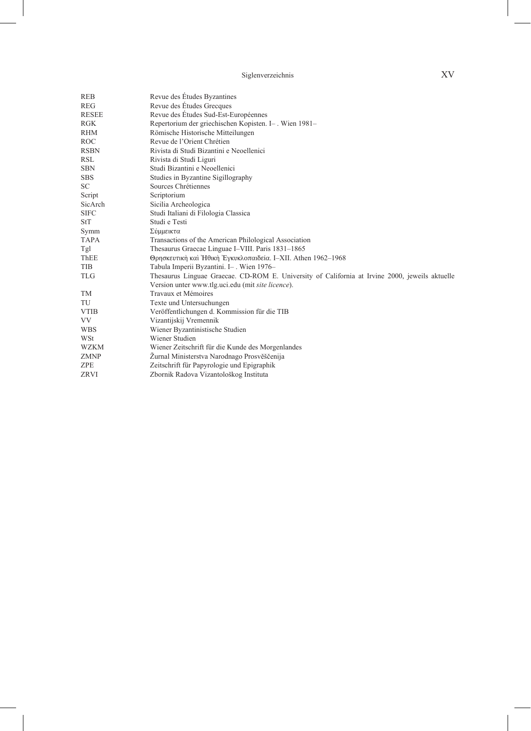| | |
|---|---|
| REB | Revue des Études Byzantines |
| REG | Revue des Études Grecques |
| RESEE | Revue des Études Sud-Est-Européennes |
| RGK | Repertorium der griechischen Kopisten. I– . Wien 1981– |
| RHM | Römische Historische Mitteilungen |
| ROC | Revue de l'Orient Chrétien |
| RSBN | Rivista di Studi Bizantini e Neoellenici |
| RSL | Rivista di Studi Liguri |
| SBN | Studi Bizantini e Neoellenici |
| SBS | Studies in Byzantine Sigillography |
| SC | Sources Chrétiennes |
| Script | Scriptorium |
| SicArch | Sicilia Archeologica |
| SIFC | Studi Italiani di Filologia Classica |
| StT | Studi e Testi |
| Symm | Σύμμεικτα |
| TAPA | Transactions of the American Philological Association |
| Tgl | Thesaurus Graecae Linguae I–VIII. Paris 1831–1865 |
| ThEE | Θρησκευτικὴ καὶ Ἠθικὴ Ἐγκυκλοπαιδεία. I–XII. Athen 1962–1968 |
| TIB | Tabula Imperii Byzantini. I– . Wien 1976– |
| TLG | Thesaurus Linguae Graecae. CD-ROM E. University of California at Irvine 2000, jeweils aktuelle Version unter www.tlg.uci.edu (mit *site licence*). |
| TM | Travaux et Mémoires |
| TU | Texte und Untersuchungen |
| VTIB | Veröffentlichungen d. Kommission für die TIB |
| VV | Vizantijskij Vremennik |
| WBS | Wiener Byzantinistische Studien |
| WSt | Wiener Studien |
| WZKM | Wiener Zeitschrift für die Kunde des Morgenlandes |
| ZMNP | Žurnal Ministerstva Narodnago Prosvěščenija |
| ZPE | Zeitschrift für Papyrologie und Epigraphik |
| ZRVI | Zbornik Radova Vizantološkog Instituta |